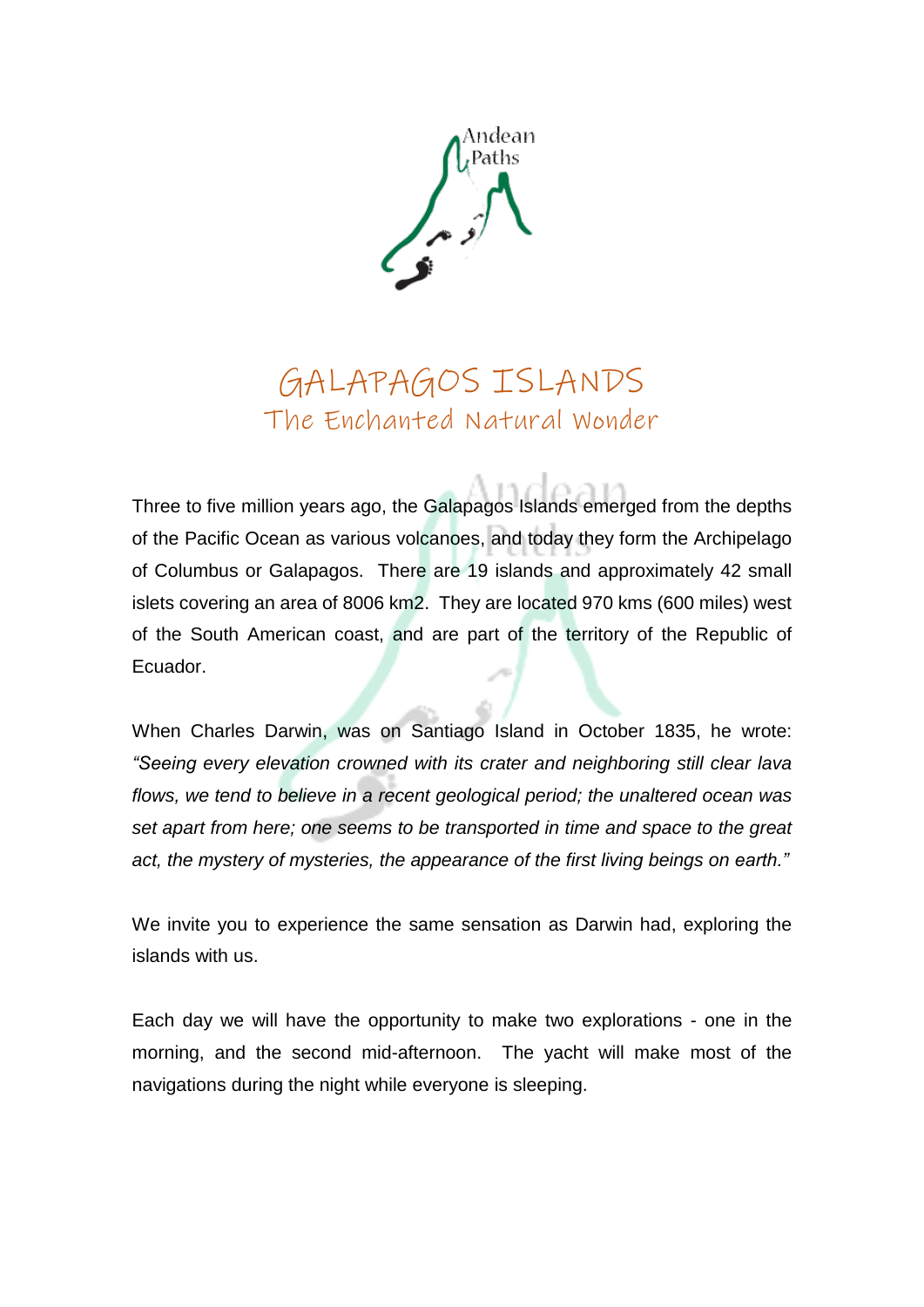# GALAPAGOS ISLANDS

## The Enchanted Natural Wonder

Three to five million years ago, the Galapagos Islands emerged from the depths of the Pacific Ocean as various volcanoes, and today they form the Archipelago of Columbus or Galapagos. There are 19 islands and approximately 42 small islets covering an area of 8006 km2. They are located 970 kms (600 miles) west of the South American coast, and are part of the territory of the Republic of Ecuador.

When Charles Darwin, was on Santiago Island in October 1835, he wrote: *"Seeing every elevation crowned with its crater and neighboring still clear lava flows, we tend to believe in a recent geological period; the unaltered ocean was set apart from here; one seems to be transported in time and space to the great act, the mystery of mysteries, the appearance of the first living beings on earth."*

We invite you to experience the same sensation as Darwin had, exploring the islands with us.

Each day we will have the opportunity to make two explorations - one in the morning, and the second mid-afternoon. The yacht will make most of the navigations during the night while everyone is sleeping.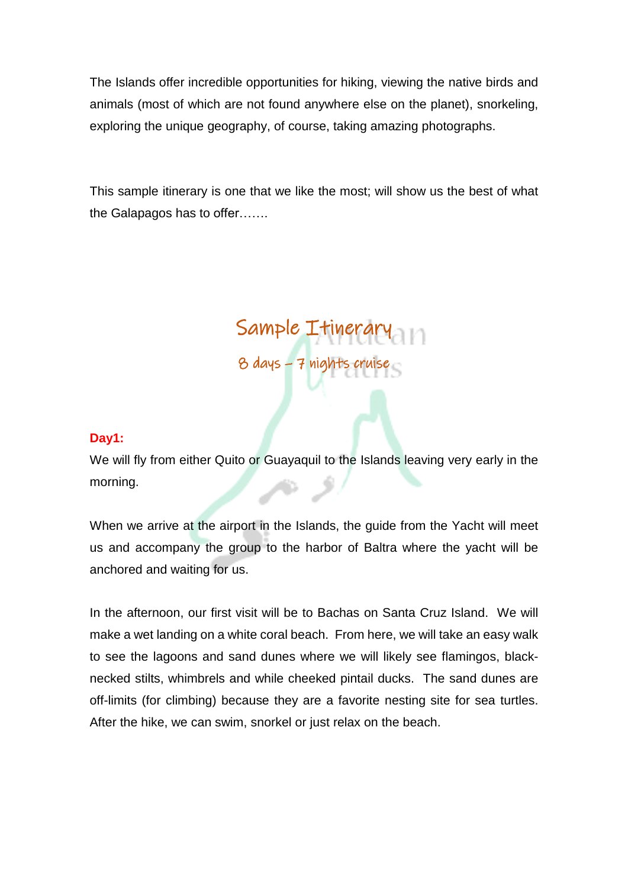The Islands offer incredible opportunities for hiking, viewing the native birds and animals (most of which are not found anywhere else on the planet), snorkeling, exploring the unique geography, of course, taking amazing photographs.

This sample itinerary is one that we like the most; will show us the best of what the Galapagos has to offer…….

## Sample Itinerary

### 8 days – 7 nights cruise

**Day1:**

We will fly from either Quito or Guayaquil to the Islands leaving very early in the morning.

When we arrive at the airport in the Islands, the guide from the Yacht will meet us and accompany the group to the harbor of Baltra where the yacht will be anchored and waiting for us.

In the afternoon, our first visit will be to Bachas on Santa Cruz Island. We will make a wet landing on a white coral beach. From here, we will take an easy walk to see the lagoons and sand dunes where we will likely see flamingos, black-necked stilts, whimbrels and while cheeked pintail ducks. The sand dunes are off-limits (for climbing) because they are a favorite nesting site for sea turtles. After the hike, we can swim, snorkel or just relax on the beach.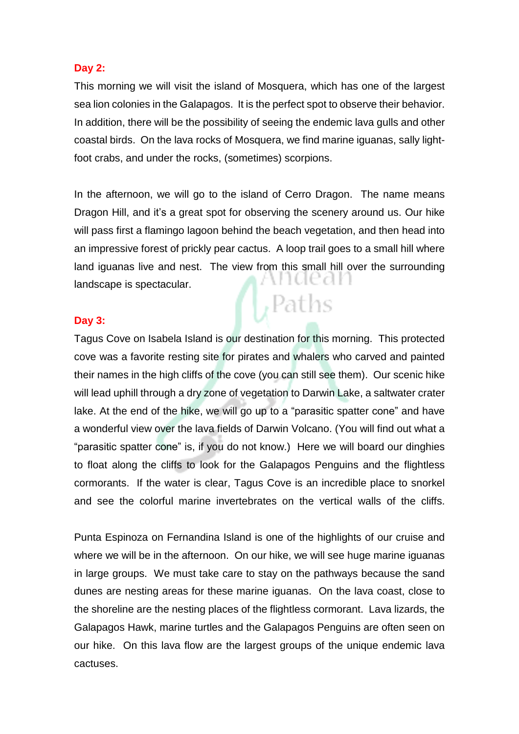**Day 2:**

This morning we will visit the island of Mosquera, which has one of the largest sea lion colonies in the Galapagos. It is the perfect spot to observe their behavior. In addition, there will be the possibility of seeing the endemic lava gulls and other coastal birds. On the lava rocks of Mosquera, we find marine iguanas, sally light-foot crabs, and under the rocks, (sometimes) scorpions.

In the afternoon, we will go to the island of Cerro Dragon. The name means Dragon Hill, and it's a great spot for observing the scenery around us. Our hike will pass first a flamingo lagoon behind the beach vegetation, and then head into an impressive forest of prickly pear cactus. A loop trail goes to a small hill where land iguanas live and nest. The view from this small hill over the surrounding landscape is spectacular.

**Day 3:**

Tagus Cove on Isabela Island is our destination for this morning. This protected cove was a favorite resting site for pirates and whalers who carved and painted their names in the high cliffs of the cove (you can still see them). Our scenic hike will lead uphill through a dry zone of vegetation to Darwin Lake, a saltwater crater lake. At the end of the hike, we will go up to a "parasitic spatter cone" and have a wonderful view over the lava fields of Darwin Volcano. (You will find out what a "parasitic spatter cone" is, if you do not know.) Here we will board our dinghies to float along the cliffs to look for the Galapagos Penguins and the flightless cormorants. If the water is clear, Tagus Cove is an incredible place to snorkel and see the colorful marine invertebrates on the vertical walls of the cliffs.

Punta Espinoza on Fernandina Island is one of the highlights of our cruise and where we will be in the afternoon. On our hike, we will see huge marine iguanas in large groups. We must take care to stay on the pathways because the sand dunes are nesting areas for these marine iguanas. On the lava coast, close to the shoreline are the nesting places of the flightless cormorant. Lava lizards, the Galapagos Hawk, marine turtles and the Galapagos Penguins are often seen on our hike. On this lava flow are the largest groups of the unique endemic lava cactuses.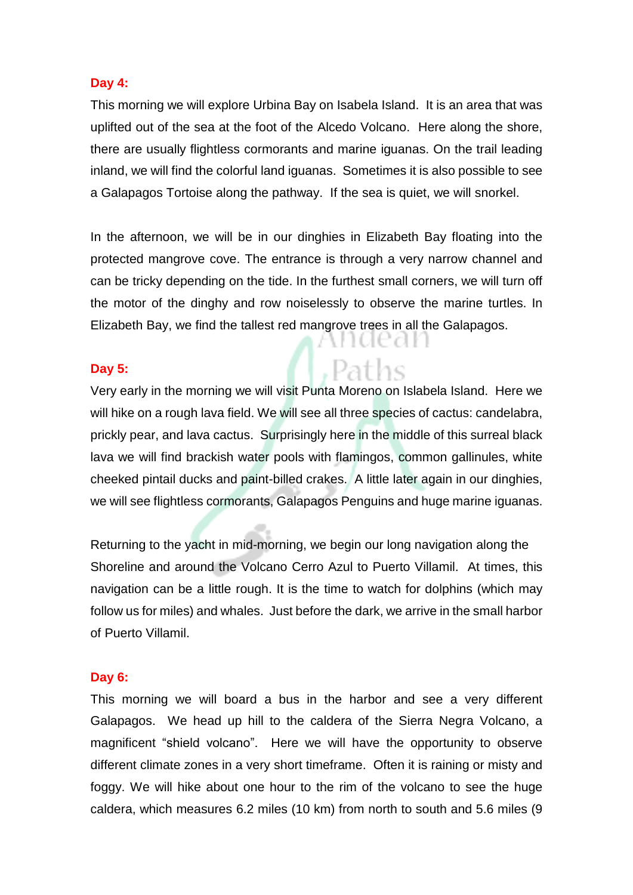**Day 4:**

This morning we will explore Urbina Bay on Isabela Island. It is an area that was uplifted out of the sea at the foot of the Alcedo Volcano. Here along the shore, there are usually flightless cormorants and marine iguanas. On the trail leading inland, we will find the colorful land iguanas. Sometimes it is also possible to see a Galapagos Tortoise along the pathway. If the sea is quiet, we will snorkel.

In the afternoon, we will be in our dinghies in Elizabeth Bay floating into the protected mangrove cove. The entrance is through a very narrow channel and can be tricky depending on the tide. In the furthest small corners, we will turn off the motor of the dinghy and row noiselessly to observe the marine turtles. In Elizabeth Bay, we find the tallest red mangrove trees in all the Galapagos.

**Day 5:**

Very early in the morning we will visit Punta Moreno on Islabela Island. Here we will hike on a rough lava field. We will see all three species of cactus: candelabra, prickly pear, and lava cactus. Surprisingly here in the middle of this surreal black lava we will find brackish water pools with flamingos, common gallinules, white cheeked pintail ducks and paint-billed crakes. A little later again in our dinghies, we will see flightless cormorants, Galapagos Penguins and huge marine iguanas.

Returning to the yacht in mid-morning, we begin our long navigation along the Shoreline and around the Volcano Cerro Azul to Puerto Villamil. At times, this navigation can be a little rough. It is the time to watch for dolphins (which may follow us for miles) and whales. Just before the dark, we arrive in the small harbor of Puerto Villamil.

**Day 6:**

This morning we will board a bus in the harbor and see a very different Galapagos. We head up hill to the caldera of the Sierra Negra Volcano, a magnificent "shield volcano". Here we will have the opportunity to observe different climate zones in a very short timeframe. Often it is raining or misty and foggy. We will hike about one hour to the rim of the volcano to see the huge caldera, which measures 6.2 miles (10 km) from north to south and 5.6 miles (9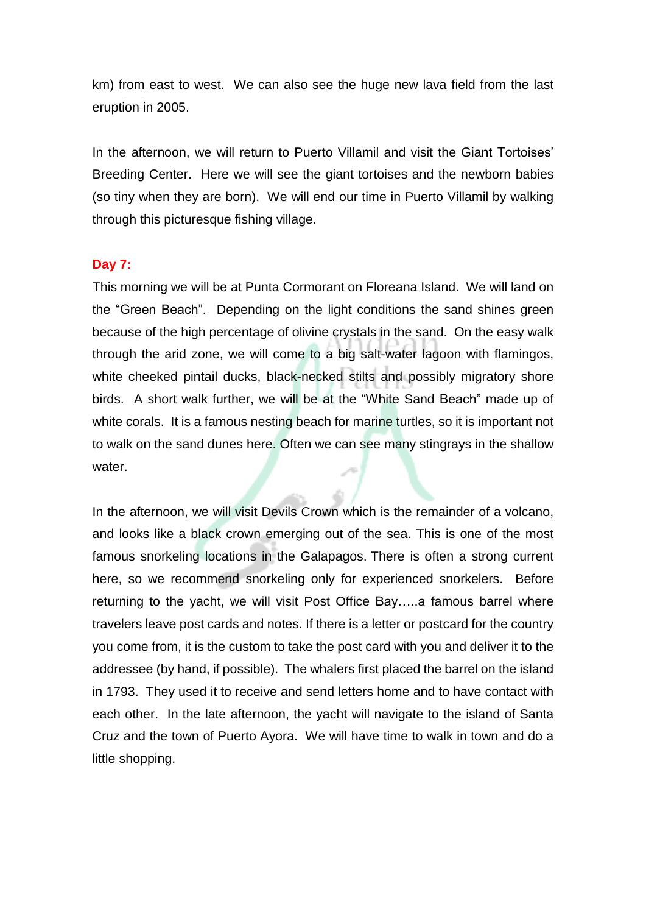km) from east to west. We can also see the huge new lava field from the last eruption in 2005.

In the afternoon, we will return to Puerto Villamil and visit the Giant Tortoises' Breeding Center. Here we will see the giant tortoises and the newborn babies (so tiny when they are born). We will end our time in Puerto Villamil by walking through this picturesque fishing village.

**Day 7:**

This morning we will be at Punta Cormorant on Floreana Island. We will land on the "Green Beach". Depending on the light conditions the sand shines green because of the high percentage of olivine crystals in the sand. On the easy walk through the arid zone, we will come to a big salt-water lagoon with flamingos, white cheeked pintail ducks, black-necked stilts and possibly migratory shore birds. A short walk further, we will be at the "White Sand Beach" made up of white corals. It is a famous nesting beach for marine turtles, so it is important not to walk on the sand dunes here. Often we can see many stingrays in the shallow water.

In the afternoon, we will visit Devils Crown which is the remainder of a volcano, and looks like a black crown emerging out of the sea. This is one of the most famous snorkeling locations in the Galapagos. There is often a strong current here, so we recommend snorkeling only for experienced snorkelers. Before returning to the yacht, we will visit Post Office Bay…..a famous barrel where travelers leave post cards and notes. If there is a letter or postcard for the country you come from, it is the custom to take the post card with you and deliver it to the addressee (by hand, if possible). The whalers first placed the barrel on the island in 1793. They used it to receive and send letters home and to have contact with each other. In the late afternoon, the yacht will navigate to the island of Santa Cruz and the town of Puerto Ayora. We will have time to walk in town and do a little shopping.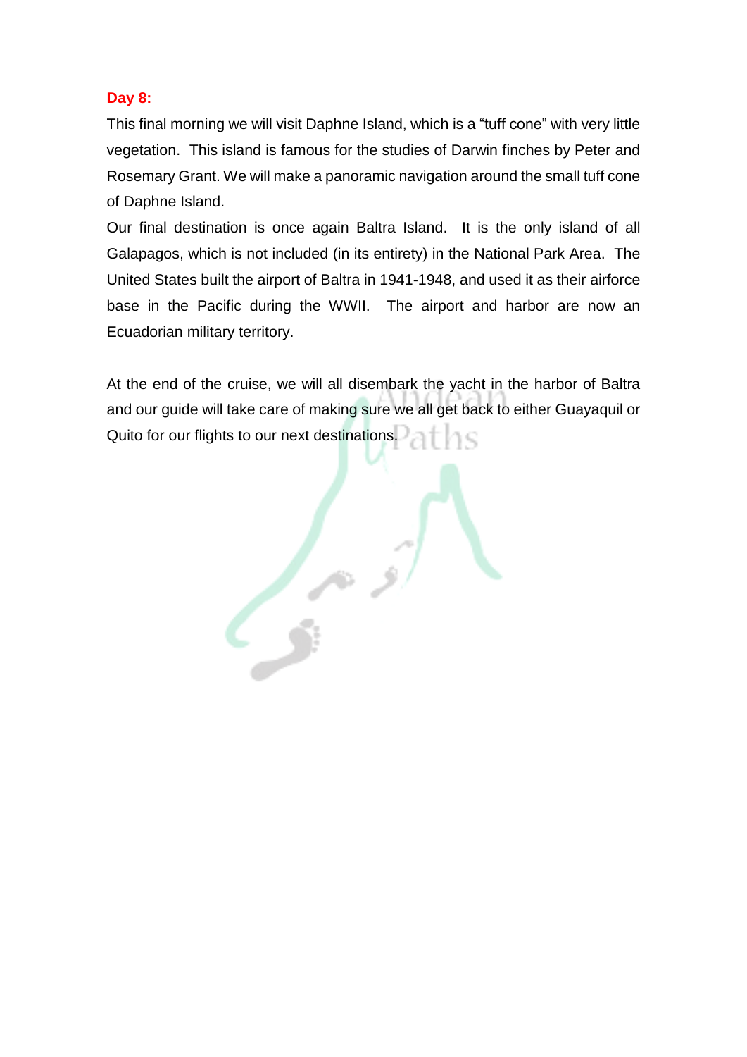**Day 8:**

This final morning we will visit Daphne Island, which is a "tuff cone" with very little vegetation. This island is famous for the studies of Darwin finches by Peter and Rosemary Grant. We will make a panoramic navigation around the small tuff cone of Daphne Island.

Our final destination is once again Baltra Island. It is the only island of all Galapagos, which is not included (in its entirety) in the National Park Area. The United States built the airport of Baltra in 1941-1948, and used it as their airforce base in the Pacific during the WWII. The airport and harbor are now an Ecuadorian military territory.

At the end of the cruise, we will all disembark the yacht in the harbor of Baltra and our guide will take care of making sure we all get back to either Guayaquil or Quito for our flights to our next destinations.